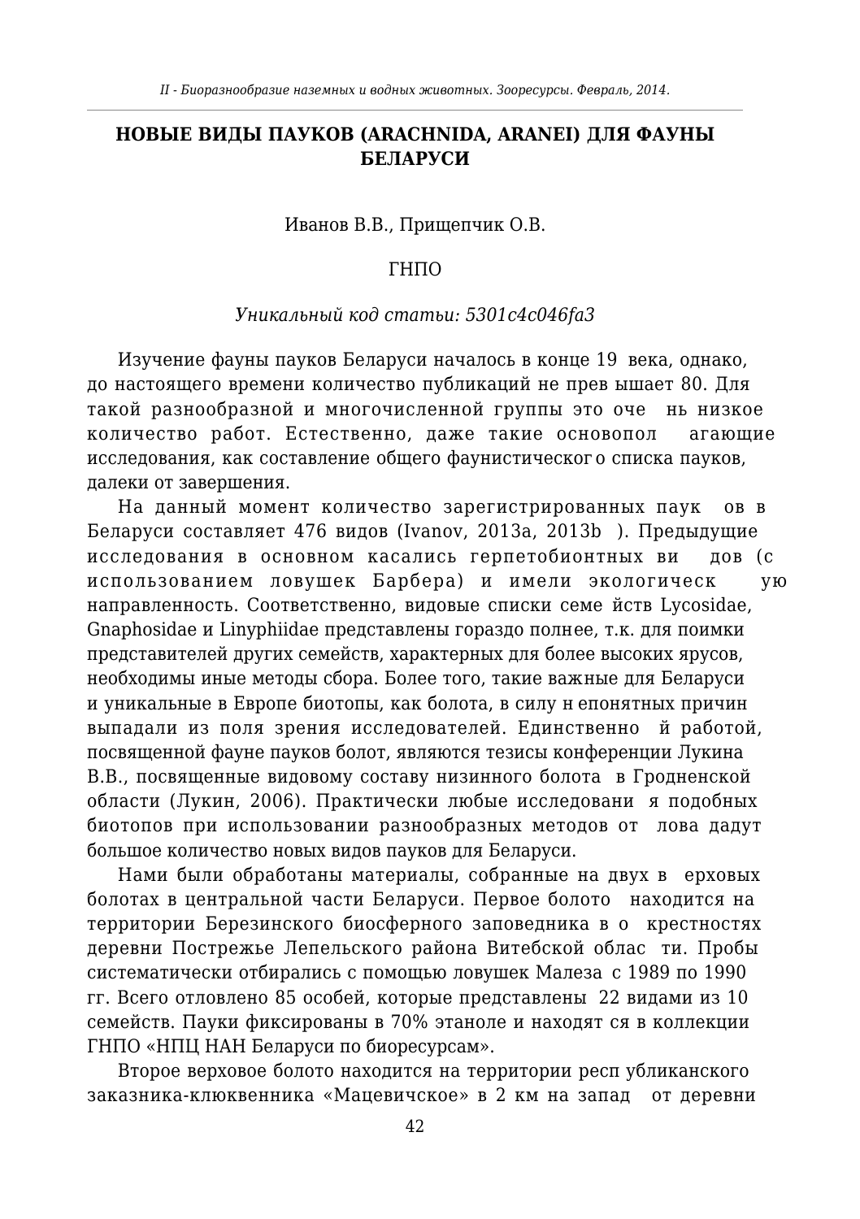# НОВЫЕ ВИДЫ ПАУКОВ (ARACHNIDA, ARANEI) ДЛЯ ФАУНЫ БЕЛАРУСИ

Иванов В.В., Прищепчик О.В.

ГНПО

*Уникальный код статьи: 5301c4c046fa3*

Изучение фауны пауков Беларуси началось в конце 19 века, однако, до настоящего времени количество публикаций не превышает 80. Для такой разнообразной и многочисленной группы это очень низкое количество работ. Естественно, даже такие основополагающие исследования, как составление общего фаунистического списка пауков, далеки от завершения.

На данный момент количество зарегистрированных пауков в Беларуси составляет 476 видов (Ivanov, 2013a, 2013b). Предыдущие исследования в основном касались герпетобионтных видов (с использованием ловушек Барбера) и имели экологическую направленность. Соответственно, видовые списки семейств Lycosidae, Gnaphosidae и Linyphiidae представлены гораздо полнее, т.к. для поимки представителей других семейств, характерных для более высоких ярусов, необходимы иные методы сбора. Более того, такие важные для Беларуси и уникальные в Европе биотопы, как болота, в силу непонятных причин выпадали из поля зрения исследователей. Единственной работой, посвященной фауне пауков болот, являются тезисы конференции Лукина В.В., посвященные видовому составу низинного болота в Гродненской области (Лукин, 2006). Практически любые исследования подобных биотопов при использовании разнообразных методов отлова дадут большое количество новых видов пауков для Беларуси.

Нами были обработаны материалы, собранные на двух верховых болотах в центральной части Беларуси. Первое болото находится на территории Березинского биосферного заповедника в окрестностях деревни Пострежье Лепельского района Витебской области. Пробы систематически отбирались с помощью ловушек Малеза с 1989 по 1990 гг. Всего отловлено 85 особей, которые представлены 22 видами из 10 семейств. Пауки фиксированы в 70% этаноле и находятся в коллекции ГНПО «НПЦ НАН Беларуси по биоресурсам».

Второе верховое болото находится на территории республиканского заказника-клюквенника «Мацевичское» в 2 км на запад от деревни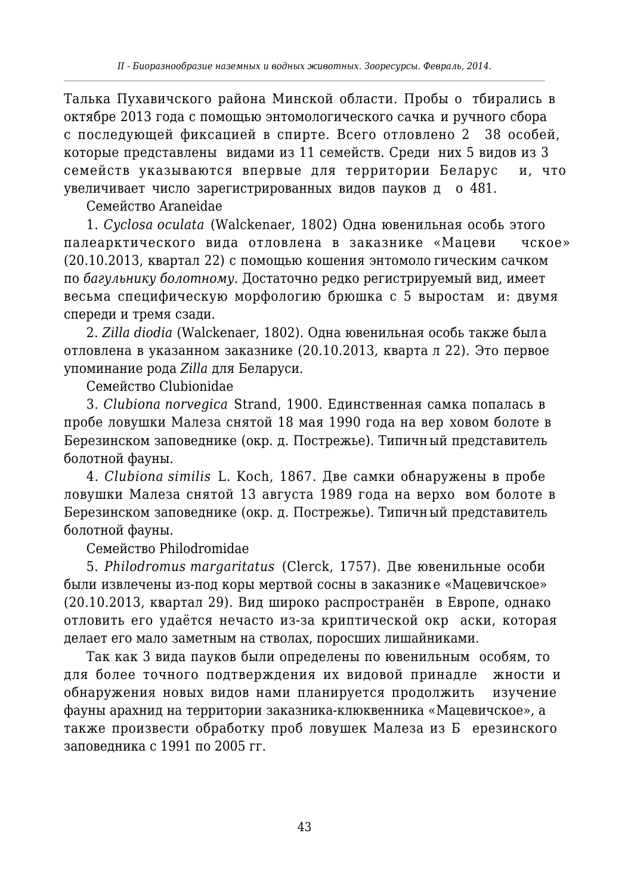Талька Пухавичского района Минской области. Пробы отбирались в октябре 2013 года с помощью энтомологического сачка и ручного сбора с последующей фиксацией в спирте. Всего отловлено 238 особей, которые представлены видами из 11 семейств. Среди них 5 видов из 3 семейств указываются впервые для территории Беларуси, что увеличивает число зарегистрированных видов пауков до 481.

Семейство Araneidae

1. *Cyclosa oculata* (Walckenaer, 1802) Одна ювенильная особь этого палеарктического вида отловлена в заказнике «Мацевичское» (20.10.2013, квартал 22) с помощью кошения энтомологическим сачком по *багульнику болотному*. Достаточно редко регистрируемый вид, имеет весьма специфическую морфологию брюшка с 5 выростами: двумя спереди и тремя сзади.

2. *Zilla diodia* (Walckenaer, 1802). Одна ювенильная особь также была отловлена в указанном заказнике (20.10.2013, квартал 22). Это первое упоминание рода *Zilla* для Беларуси.

Семейство Clubionidae

3. *Clubiona norvegica* Strand, 1900. Единственная самка попалась в пробе ловушки Малеза снятой 18 мая 1990 года на верховом болоте в Березинском заповеднике (окр. д. Пострежье). Типичный представитель болотной фауны.

4. *Clubiona similis* L. Koch, 1867. Две самки обнаружены в пробе ловушки Малеза снятой 13 августа 1989 года на верховом болоте в Березинском заповеднике (окр. д. Пострежье). Типичный представитель болотной фауны.

Семейство Philodromidae

5. *Philodromus margaritatus* (Clerck, 1757). Две ювенильные особи были извлечены из-под коры мертвой сосны в заказнике «Мацевичское» (20.10.2013, квартал 29). Вид широко распространён в Европе, однако отловить его удаётся нечасто из-за криптической окраски, которая делает его мало заметным на стволах, поросших лишайниками.

Так как 3 вида пауков были определены по ювенильным особям, то для более точного подтверждения их видовой принадлежности и обнаружения новых видов нами планируется продолжить изучение фауны арахнид на территории заказника-клюквенника «Мацевичское», а также произвести обработку проб ловушек Малеза из Березинского заповедника с 1991 по 2005 гг.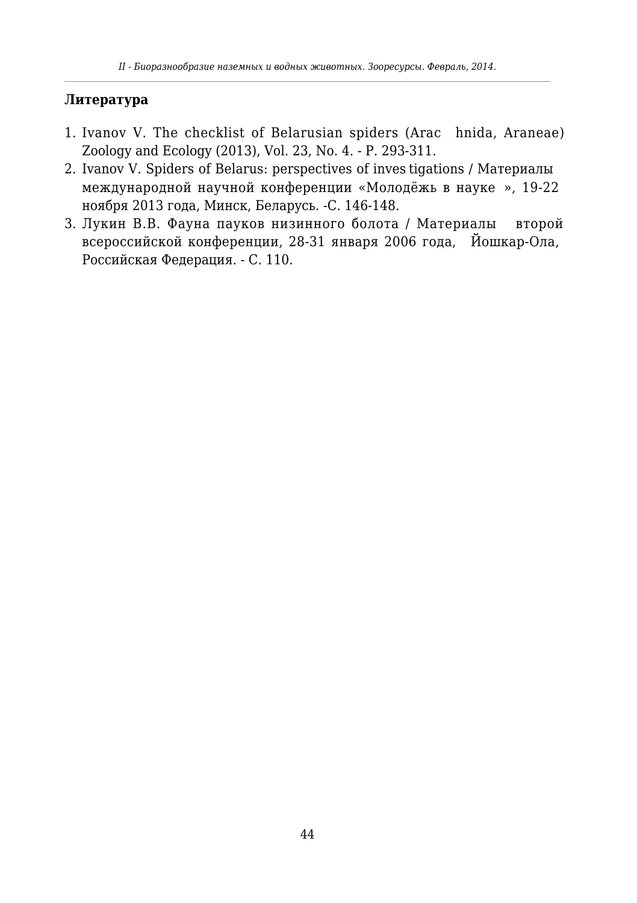## Литература

1. Ivanov V. The checklist of Belarusian spiders (Arachnida, Araneae) Zoology and Ecology (2013), Vol. 23, No. 4. - P. 293-311.
2. Ivanov V. Spiders of Belarus: perspectives of investigations / Материалы международной научной конференции «Молодёжь в науке», 19-22 ноября 2013 года, Минск, Беларусь. -С. 146-148.
3. Лукин В.В. Фауна пауков низинного болота / Материалы второй всероссийской конференции, 28-31 января 2006 года, Йошкар-Ола, Российская Федерация. - С. 110.